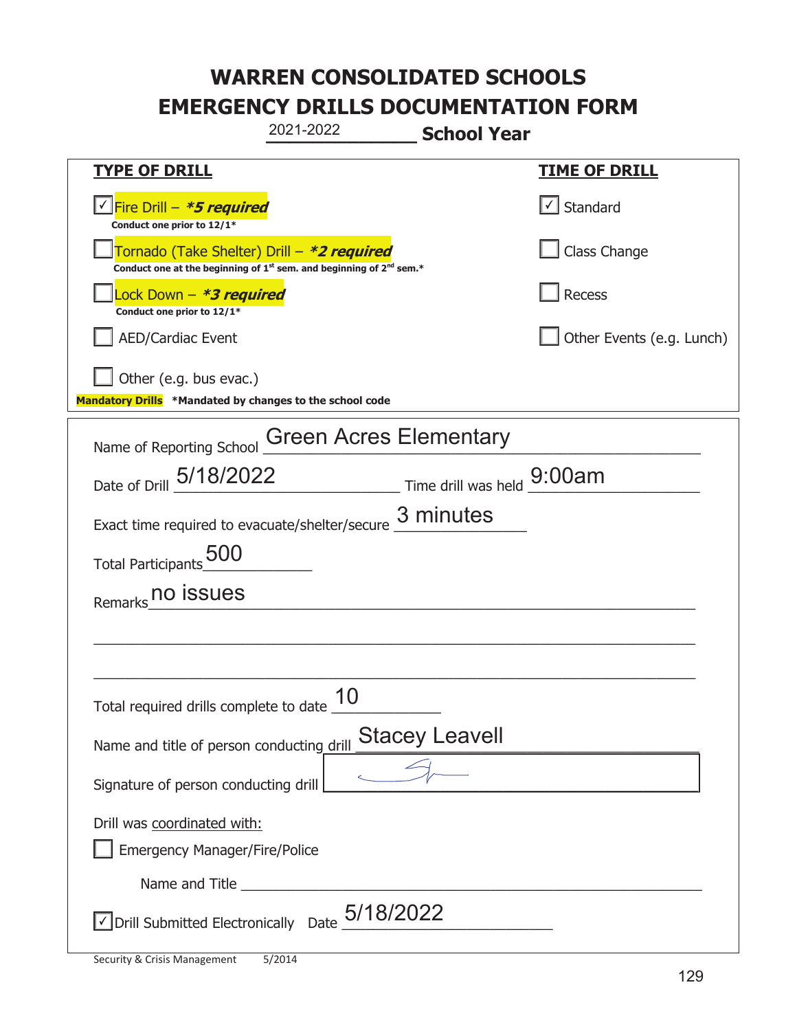# WARREN CONSOLIDATED SCHOOLS
# EMERGENCY DRILLS DOCUMENTATION FORM

2021-2022 **School Year**

| **TYPE OF DRILL** | **TIME OF DRILL** |
|---|---|
| ☑ Fire Drill – ***5 required*** <br> **Conduct one prior to 12/1*** | ☑ Standard |
| ☐ Tornado (Take Shelter) Drill – ***2 required*** <br> **Conduct one at the beginning of 1st sem. and beginning of 2nd sem.*** | ☐ Class Change |
| ☐ Lock Down – ***3 required*** <br> **Conduct one prior to 12/1*** | ☐ Recess |
| ☐ AED/Cardiac Event | ☐ Other Events (e.g. Lunch) |
| ☐ Other (e.g. bus evac.) | |

**Mandatory Drills** **\*Mandated by changes to the school code**

Name of Reporting School: Green Acres Elementary

Date of Drill: 5/18/2022 Time drill was held: 9:00am

Exact time required to evacuate/shelter/secure: 3 minutes

Total Participants: 500

Remarks: no issues

Total required drills complete to date: 10

Name and title of person conducting drill: Stacey Leavell

Signature of person conducting drill: [signature]

Drill was coordinated with:

☐ Emergency Manager/Fire/Police

Name and Title ______________________

☑ Drill Submitted Electronically Date: 5/18/2022

Security & Crisis Management 5/2014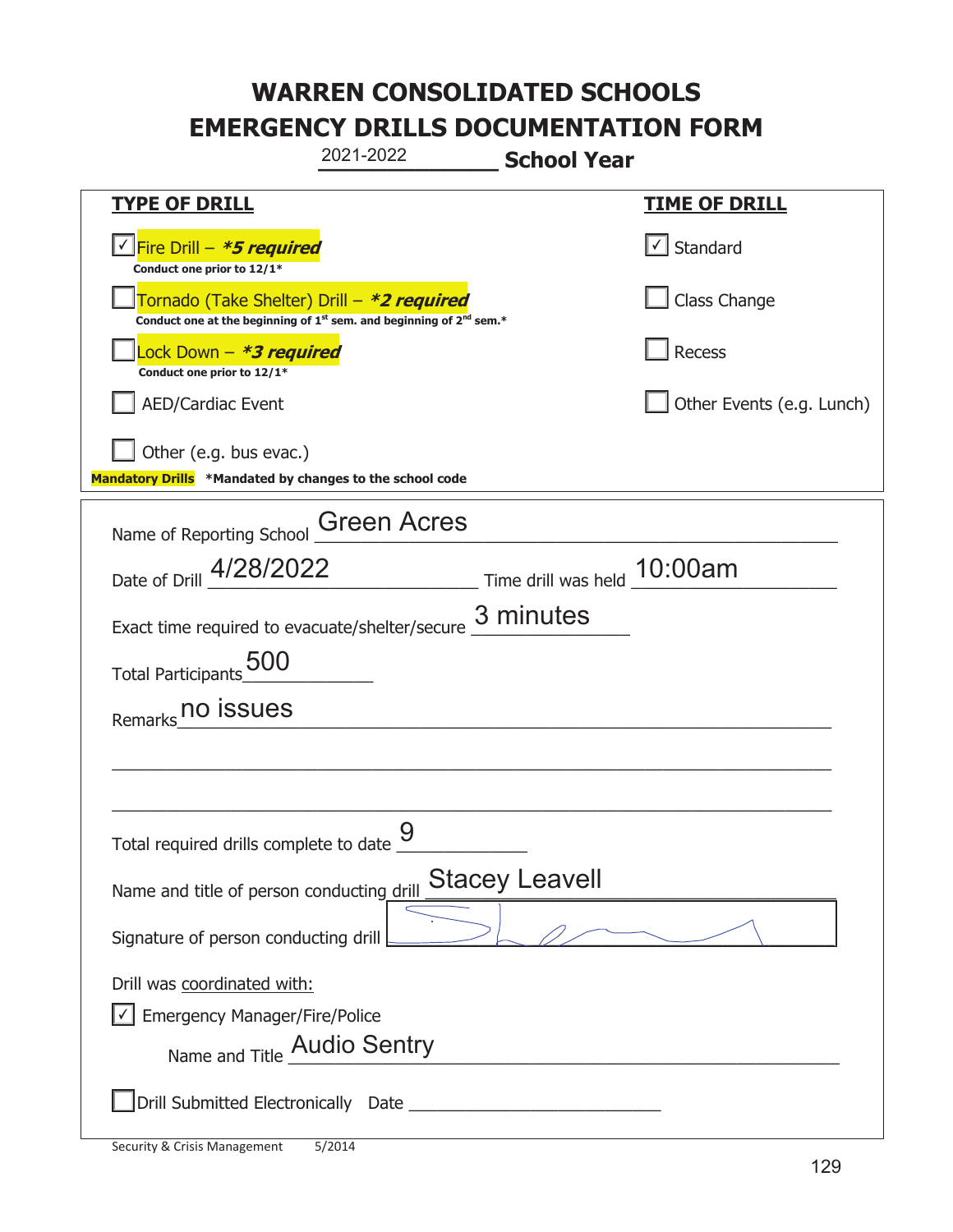# WARREN CONSOLIDATED SCHOOLS
# EMERGENCY DRILLS DOCUMENTATION FORM

2021-2022 **School Year**

| TYPE OF DRILL | TIME OF DRILL |
|---|---|
| ☑ Fire Drill – ***5 required*** <br> **Conduct one prior to 12/1*** | ☑ Standard |
| ☐ Tornado (Take Shelter) Drill – ***2 required*** <br> **Conduct one at the beginning of 1st sem. and beginning of 2nd sem.*** | ☐ Class Change |
| ☐ Lock Down – ***3 required*** <br> **Conduct one prior to 12/1*** | ☐ Recess |
| ☐ AED/Cardiac Event | ☐ Other Events (e.g. Lunch) |
| ☐ Other (e.g. bus evac.) | |

**Mandatory Drills** **\*Mandated by changes to the school code**

Name of Reporting School: Green Acres

Date of Drill: 4/28/2022 Time drill was held: 10:00am

Exact time required to evacuate/shelter/secure: 3 minutes

Total Participants: 500

Remarks: no issues

Total required drills complete to date: 9

Name and title of person conducting drill: Stacey Leavell

Signature of person conducting drill: [signature]

Drill was coordinated with:

☑ Emergency Manager/Fire/Police

Name and Title: Audio Sentry

☐ Drill Submitted Electronically Date ______________________

Security & Crisis Management 5/2014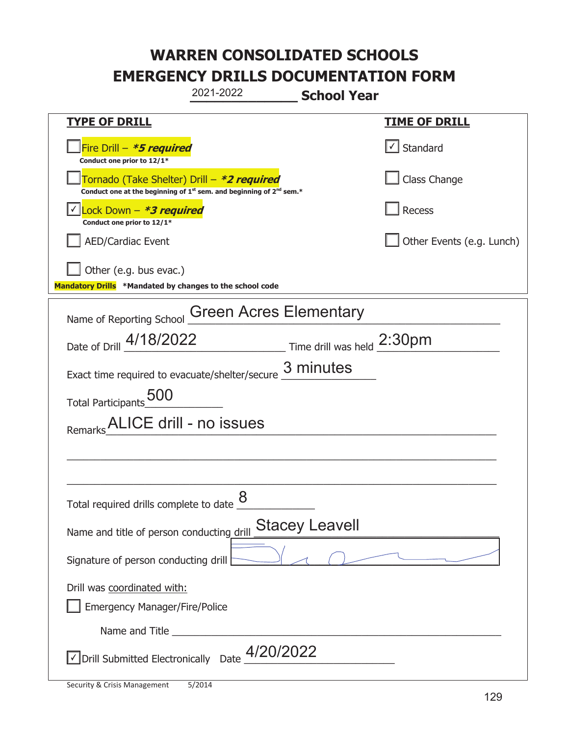# WARREN CONSOLIDATED SCHOOLS
# EMERGENCY DRILLS DOCUMENTATION FORM

2021-2022 **School Year**

| **TYPE OF DRILL** | **TIME OF DRILL** |
| --- | --- |
| ☐ Fire Drill – ***5 required*** **Conduct one prior to 12/1*** | ☑ Standard |
| ☐ Tornado (Take Shelter) Drill – ***2 required*** **Conduct one at the beginning of 1st sem. and beginning of 2nd sem.*** | ☐ Class Change |
| ☑ Lock Down – ***3 required*** **Conduct one prior to 12/1*** | ☐ Recess |
| ☐ AED/Cardiac Event | ☐ Other Events (e.g. Lunch) |
| ☐ Other (e.g. bus evac.) | |

**Mandatory Drills** **\*Mandated by changes to the school code**

Name of Reporting School: Green Acres Elementary

Date of Drill: 4/18/2022 Time drill was held: 2:30pm

Exact time required to evacuate/shelter/secure: 3 minutes

Total Participants: 500

Remarks: ALICE drill - no issues

Total required drills complete to date: 8

Name and title of person conducting drill: Stacey Leavell

Signature of person conducting drill: [signature]

Drill was coordinated with:

☐ Emergency Manager/Fire/Police

Name and Title ___________________________

☑ Drill Submitted Electronically Date: 4/20/2022

Security & Crisis Management 5/2014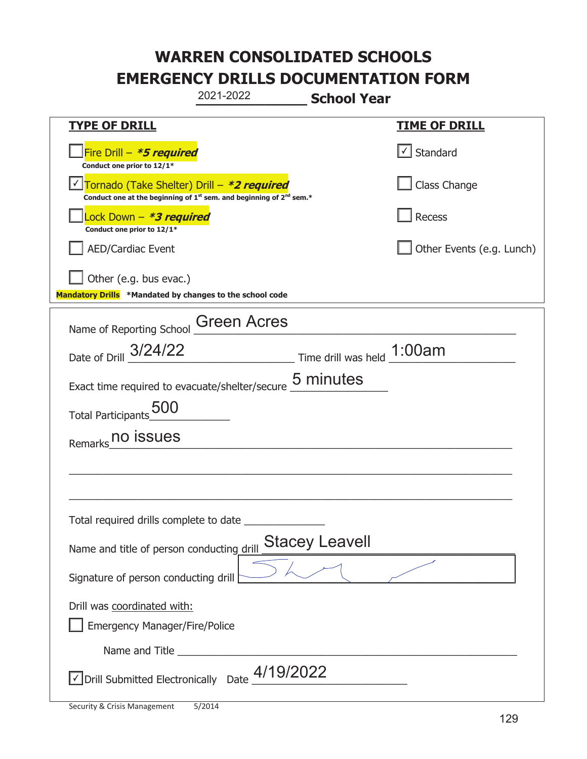# WARREN CONSOLIDATED SCHOOLS
# EMERGENCY DRILLS DOCUMENTATION FORM

2021-2022 **School Year**

| **TYPE OF DRILL** | **TIME OF DRILL** |
|---|---|
| ☐ Fire Drill – ***5 required*** <br> **Conduct one prior to 12/1*** | ☑ Standard |
| ☑ Tornado (Take Shelter) Drill – ***2 required*** <br> **Conduct one at the beginning of 1st sem. and beginning of 2nd sem.*** | ☐ Class Change |
| ☐ Lock Down – ***3 required*** <br> **Conduct one prior to 12/1*** | ☐ Recess |
| ☐ AED/Cardiac Event | ☐ Other Events (e.g. Lunch) |
| ☐ Other (e.g. bus evac.) | |

**Mandatory Drills** **\*Mandated by changes to the school code**

Name of Reporting School: Green Acres

Date of Drill: 3/24/22 Time drill was held: 1:00am

Exact time required to evacuate/shelter/secure: 5 minutes

Total Participants: 500

Remarks: no issues

Total required drills complete to date: ______

Name and title of person conducting drill: Stacey Leavell

Signature of person conducting drill: [signature]

Drill was coordinated with:

☐ Emergency Manager/Fire/Police

Name and Title: ______

☑ Drill Submitted Electronically Date: 4/19/2022

Security & Crisis Management 5/2014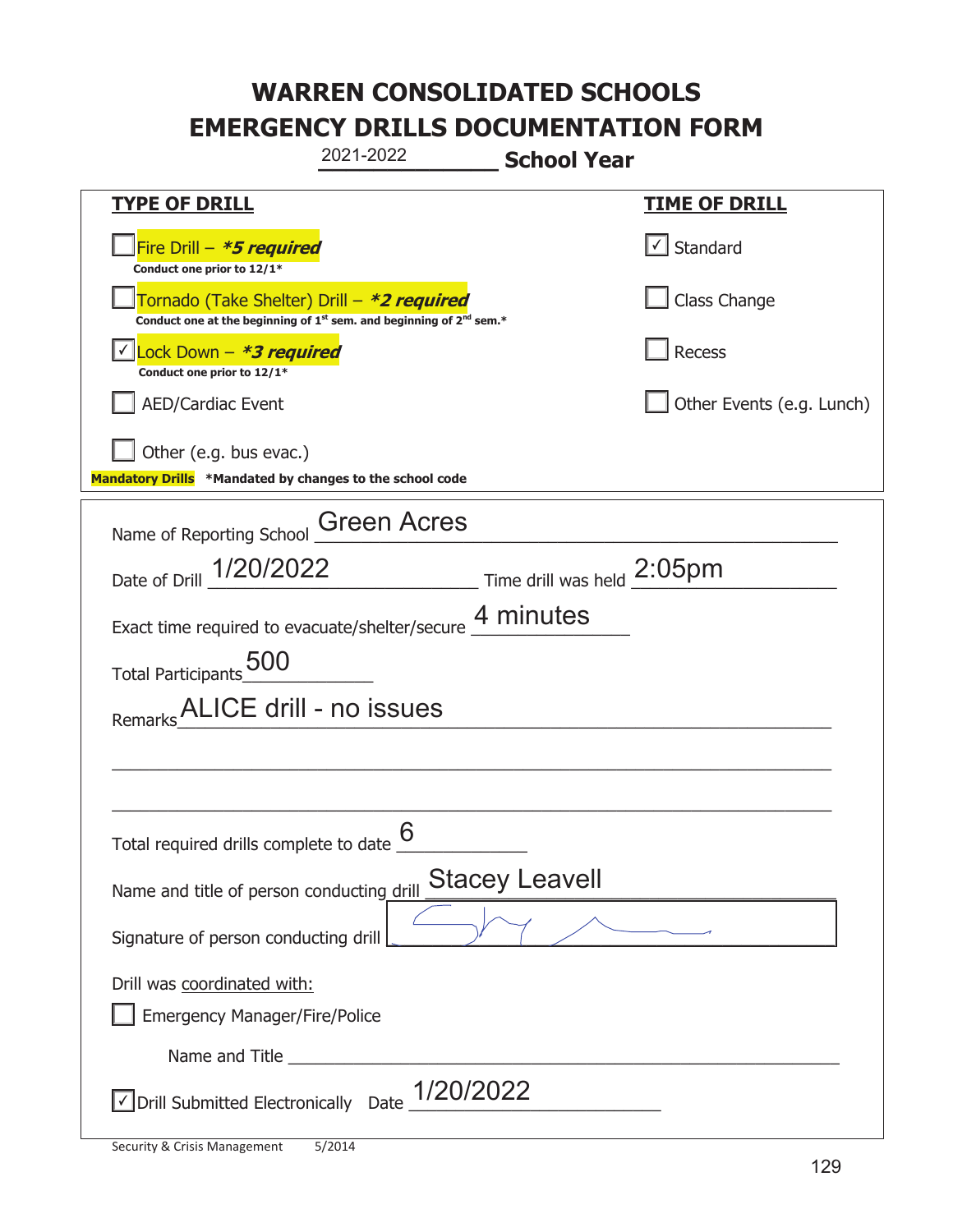# WARREN CONSOLIDATED SCHOOLS
# EMERGENCY DRILLS DOCUMENTATION FORM

2021-2022 **School Year**

| **TYPE OF DRILL** | **TIME OF DRILL** |
|---|---|
| ☐ Fire Drill – ***5 required*** <br> **Conduct one prior to 12/1*** | ☑ Standard |
| ☐ Tornado (Take Shelter) Drill – ***2 required*** <br> **Conduct one at the beginning of 1st sem. and beginning of 2nd sem.*** | ☐ Class Change |
| ☑ Lock Down – ***3 required*** <br> **Conduct one prior to 12/1*** | ☐ Recess |
| ☐ AED/Cardiac Event | ☐ Other Events (e.g. Lunch) |
| ☐ Other (e.g. bus evac.) | |

**Mandatory Drills** **\*Mandated by changes to the school code**

Name of Reporting School: Green Acres

Date of Drill: 1/20/2022 Time drill was held: 2:05pm

Exact time required to evacuate/shelter/secure: 4 minutes

Total Participants: 500

Remarks: ALICE drill - no issues

Total required drills complete to date: 6

Name and title of person conducting drill: Stacey Leavell

Signature of person conducting drill: [signature]

Drill was coordinated with:

☐ Emergency Manager/Fire/Police

Name and Title: ____________________

☑ Drill Submitted Electronically Date: 1/20/2022

Security & Crisis Management 5/2014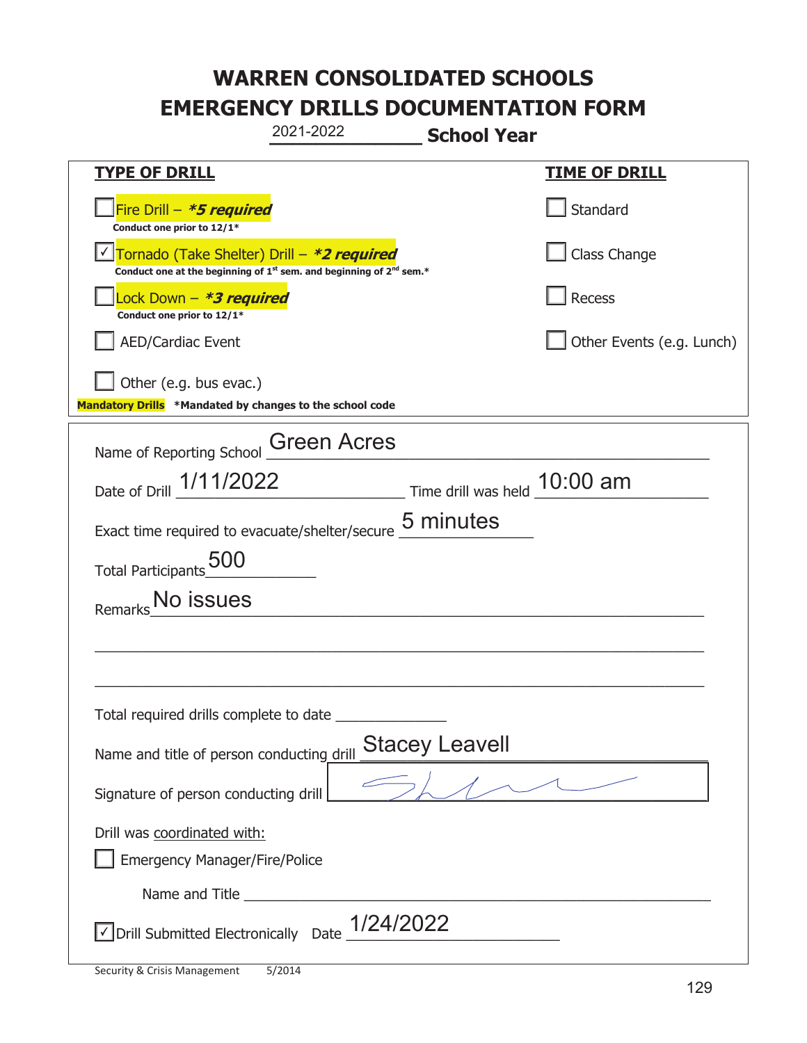# WARREN CONSOLIDATED SCHOOLS
# EMERGENCY DRILLS DOCUMENTATION FORM

2021-2022 **School Year**

| **TYPE OF DRILL** | **TIME OF DRILL** |
|---|---|
| ☐ Fire Drill – ***5 required*** <br> **Conduct one prior to 12/1*** | ☐ Standard |
| ☑ Tornado (Take Shelter) Drill – ***2 required*** <br> **Conduct one at the beginning of 1st sem. and beginning of 2nd sem.*** | ☐ Class Change |
| ☐ Lock Down – ***3 required*** <br> **Conduct one prior to 12/1*** | ☐ Recess |
| ☐ AED/Cardiac Event | ☐ Other Events (e.g. Lunch) |
| ☐ Other (e.g. bus evac.) | |

**Mandatory Drills** **\*Mandated by changes to the school code**

Name of Reporting School: Green Acres

Date of Drill: 1/11/2022 Time drill was held: 10:00 am

Exact time required to evacuate/shelter/secure: 5 minutes

Total Participants: 500

Remarks: No issues

Total required drills complete to date: ______________

Name and title of person conducting drill: Stacey Leavell

Signature of person conducting drill: [signature]

Drill was coordinated with:

☐ Emergency Manager/Fire/Police

Name and Title ______________________________

☑ Drill Submitted Electronically Date: 1/24/2022

Security & Crisis Management 5/2014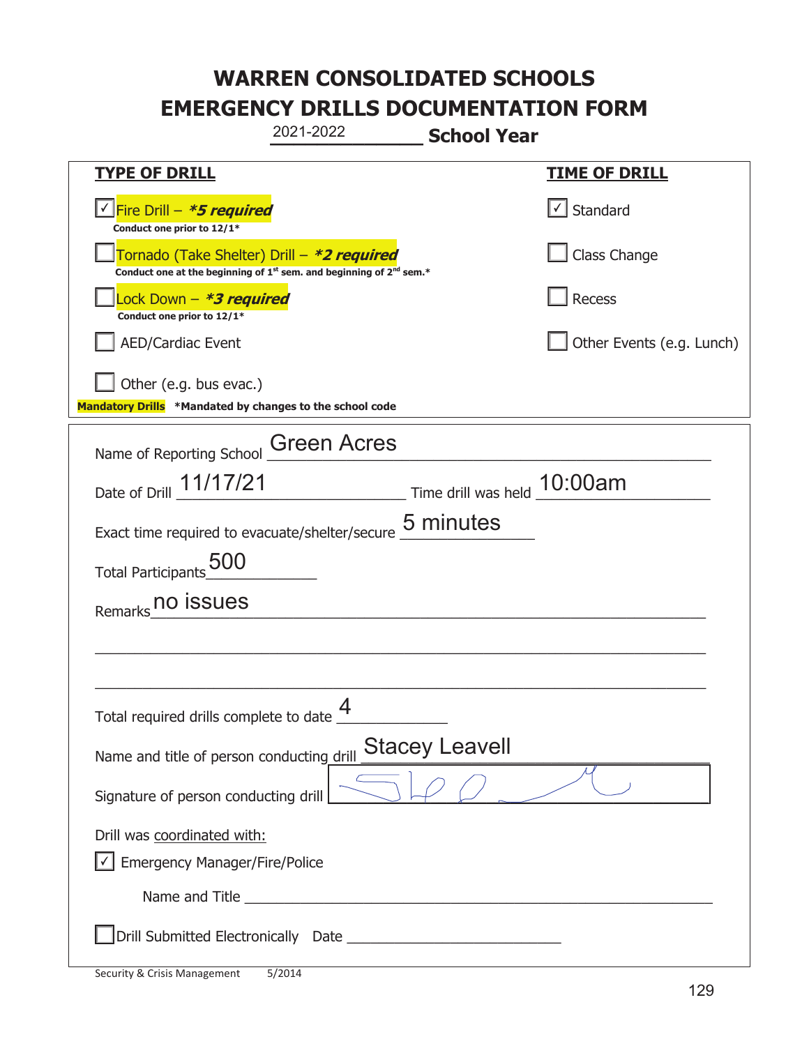# WARREN CONSOLIDATED SCHOOLS
# EMERGENCY DRILLS DOCUMENTATION FORM

2021-2022 **School Year**

| **TYPE OF DRILL** | **TIME OF DRILL** |
|---|---|
| ☑ Fire Drill – ***5 required*** <br> **Conduct one prior to 12/1*** | ☑ Standard |
| ☐ Tornado (Take Shelter) Drill – ***2 required*** <br> **Conduct one at the beginning of 1st sem. and beginning of 2nd sem.*** | ☐ Class Change |
| ☐ Lock Down – ***3 required*** <br> **Conduct one prior to 12/1*** | ☐ Recess |
| ☐ AED/Cardiac Event | ☐ Other Events (e.g. Lunch) |
| ☐ Other (e.g. bus evac.) | |

**Mandatory Drills** ***Mandated by changes to the school code**

Name of Reporting School: Green Acres

Date of Drill: 11/17/21 Time drill was held: 10:00am

Exact time required to evacuate/shelter/secure: 5 minutes

Total Participants: 500

Remarks: no issues

Total required drills complete to date: 4

Name and title of person conducting drill: Stacey Leavell

Signature of person conducting drill: [signature]

Drill was coordinated with:

☑ Emergency Manager/Fire/Police

Name and Title ____________________

☐ Drill Submitted Electronically Date ____________________

Security & Crisis Management 5/2014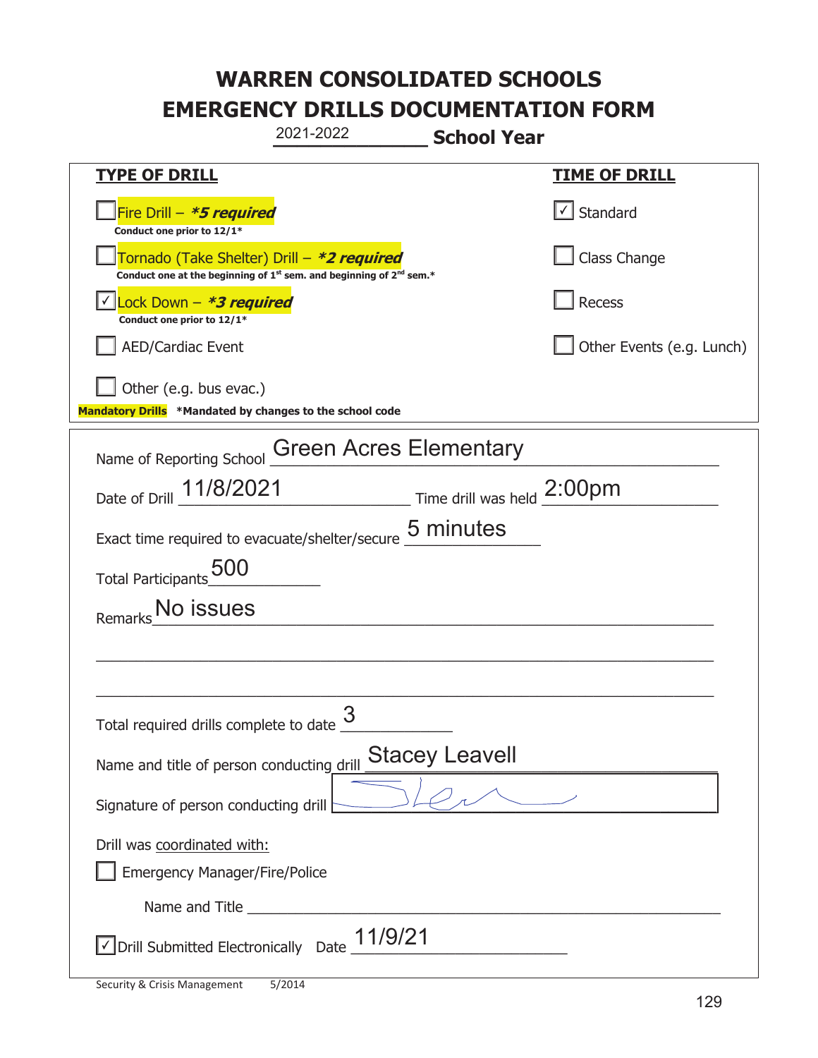# WARREN CONSOLIDATED SCHOOLS
# EMERGENCY DRILLS DOCUMENTATION FORM

2021-2022 **School Year**

| **TYPE OF DRILL** | **TIME OF DRILL** |
|---|---|
| ☐ Fire Drill – ***5 required*** <br> **Conduct one prior to 12/1*** | ☑ Standard |
| ☐ Tornado (Take Shelter) Drill – ***2 required*** <br> **Conduct one at the beginning of 1st sem. and beginning of 2nd sem.*** | ☐ Class Change |
| ☑ Lock Down – ***3 required*** <br> **Conduct one prior to 12/1*** | ☐ Recess |
| ☐ AED/Cardiac Event | ☐ Other Events (e.g. Lunch) |
| ☐ Other (e.g. bus evac.) | |

**Mandatory Drills** **\*Mandated by changes to the school code**

Name of Reporting School: Green Acres Elementary

Date of Drill: 11/8/2021 Time drill was held: 2:00pm

Exact time required to evacuate/shelter/secure: 5 minutes

Total Participants: 500

Remarks: No issues

Total required drills complete to date: 3

Name and title of person conducting drill: Stacey Leavell

Signature of person conducting drill: [signature]

Drill was coordinated with:

☐ Emergency Manager/Fire/Police

Name and Title ______________________

☑ Drill Submitted Electronically Date 11/9/21

Security & Crisis Management 5/2014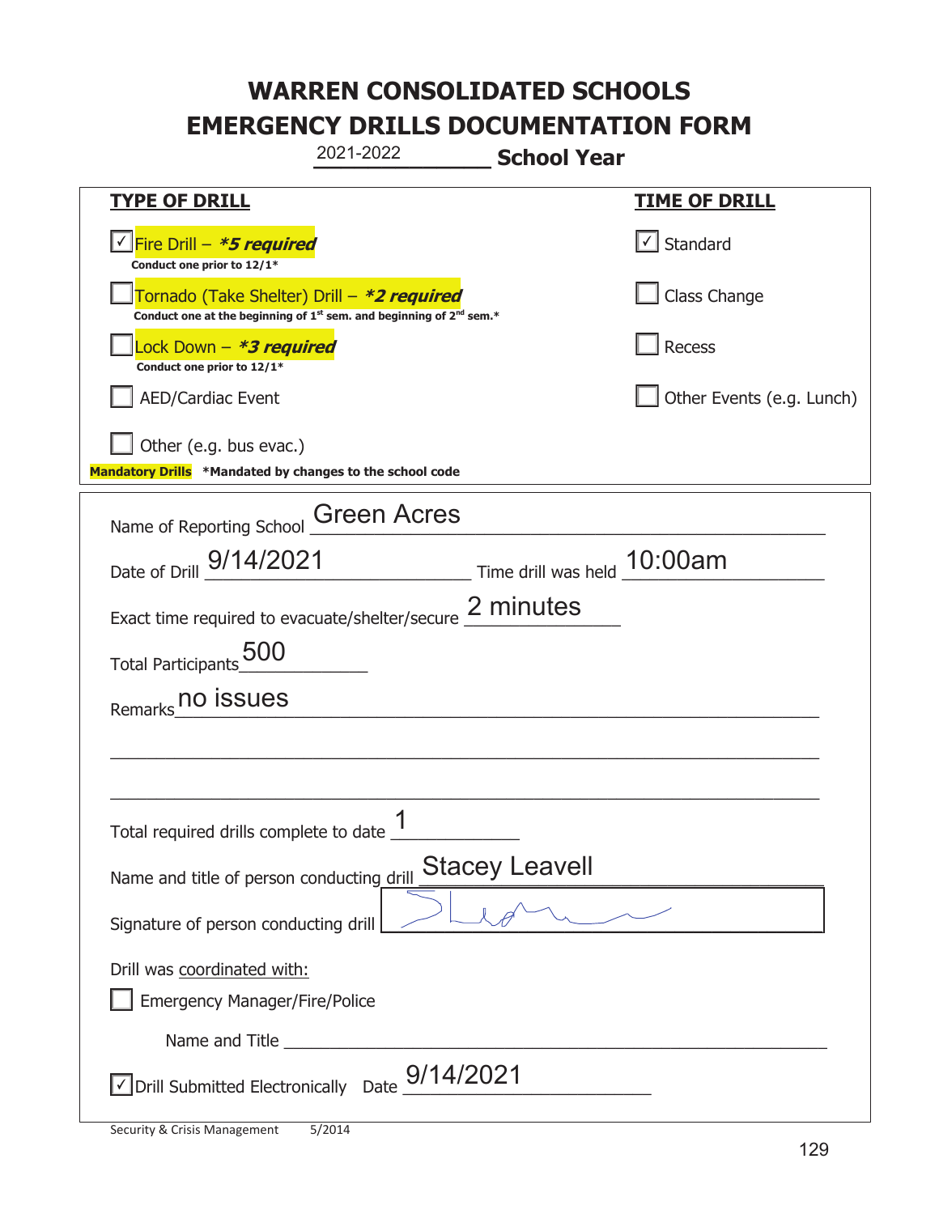# WARREN CONSOLIDATED SCHOOLS
# EMERGENCY DRILLS DOCUMENTATION FORM

2021-2022 **School Year**

| **TYPE OF DRILL** | **TIME OF DRILL** |
|---|---|
| ☑ Fire Drill – ***5 required*** <br> **Conduct one prior to 12/1*** | ☑ Standard |
| ☐ Tornado (Take Shelter) Drill – ***2 required*** <br> **Conduct one at the beginning of 1st sem. and beginning of 2nd sem.*** | ☐ Class Change |
| ☐ Lock Down – ***3 required*** <br> **Conduct one prior to 12/1*** | ☐ Recess |
| ☐ AED/Cardiac Event | ☐ Other Events (e.g. Lunch) |
| ☐ Other (e.g. bus evac.) | |

**Mandatory Drills** **\*Mandated by changes to the school code**

Name of Reporting School: Green Acres

Date of Drill: 9/14/2021    Time drill was held: 10:00am

Exact time required to evacuate/shelter/secure: 2 minutes

Total Participants: 500

Remarks: no issues

Total required drills complete to date: 1

Name and title of person conducting drill: Stacey Leavell

Signature of person conducting drill: [signature]

Drill was coordinated with:

☐ Emergency Manager/Fire/Police

Name and Title: ______

☑ Drill Submitted Electronically    Date: 9/14/2021

Security & Crisis Management    5/2014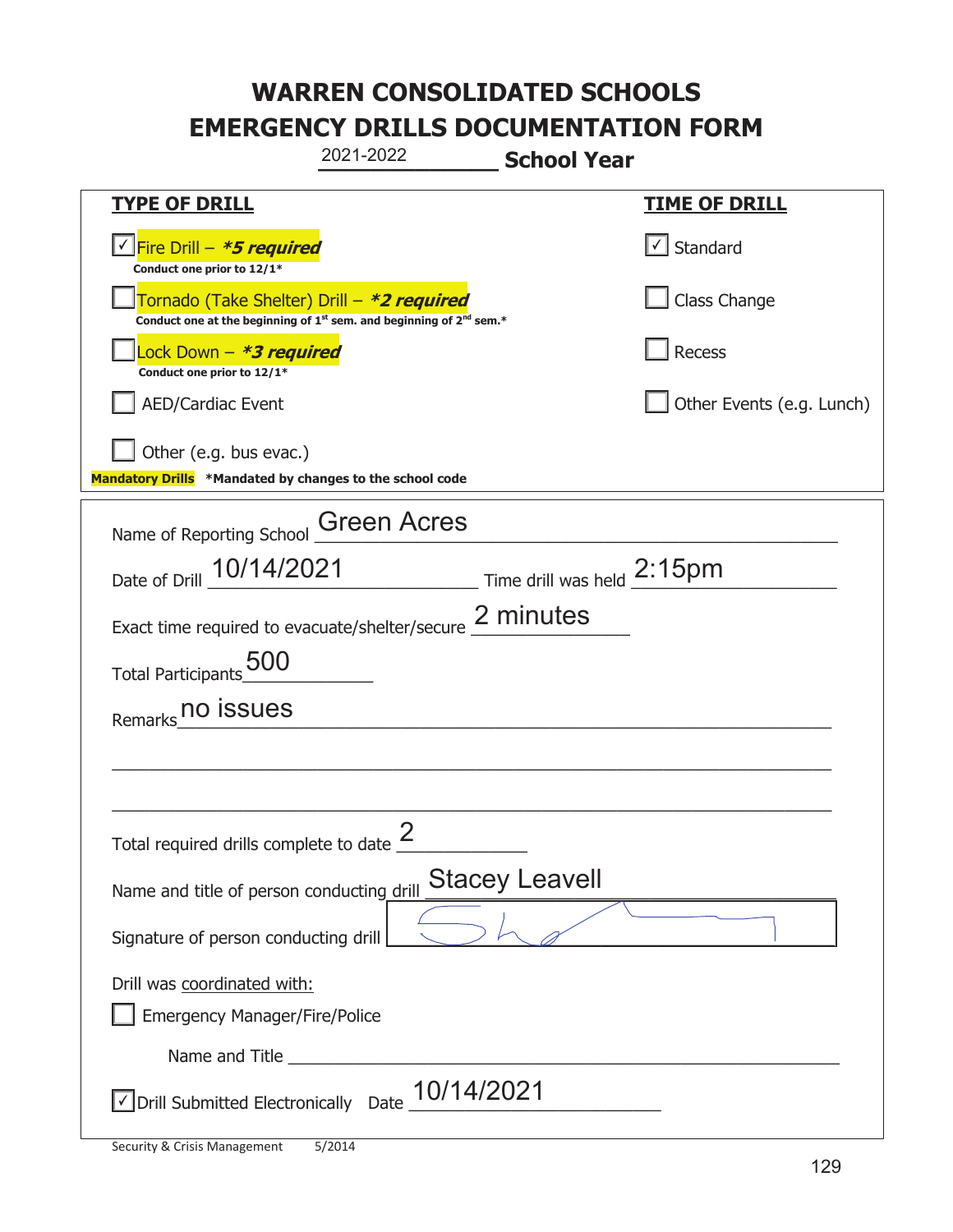# WARREN CONSOLIDATED SCHOOLS
# EMERGENCY DRILLS DOCUMENTATION FORM

2021-2022 **School Year**

| **TYPE OF DRILL** | **TIME OF DRILL** |
|---|---|
| ☑ Fire Drill – ***5 required*** <br> **Conduct one prior to 12/1*** | ☑ Standard |
| ☐ Tornado (Take Shelter) Drill – ***2 required*** <br> **Conduct one at the beginning of 1st sem. and beginning of 2nd sem.*** | ☐ Class Change |
| ☐ Lock Down – ***3 required*** <br> **Conduct one prior to 12/1*** | ☐ Recess |
| ☐ AED/Cardiac Event | ☐ Other Events (e.g. Lunch) |
| ☐ Other (e.g. bus evac.) | |

**Mandatory Drills** **\*Mandated by changes to the school code**

Name of Reporting School: Green Acres

Date of Drill: 10/14/2021 Time drill was held: 2:15pm

Exact time required to evacuate/shelter/secure: 2 minutes

Total Participants: 500

Remarks: no issues

Total required drills complete to date: 2

Name and title of person conducting drill: Stacey Leavell

Signature of person conducting drill: [signature]

Drill was coordinated with:

☐ Emergency Manager/Fire/Police

Name and Title: ______________________

☑ Drill Submitted Electronically Date: 10/14/2021

Security & Crisis Management 5/2014